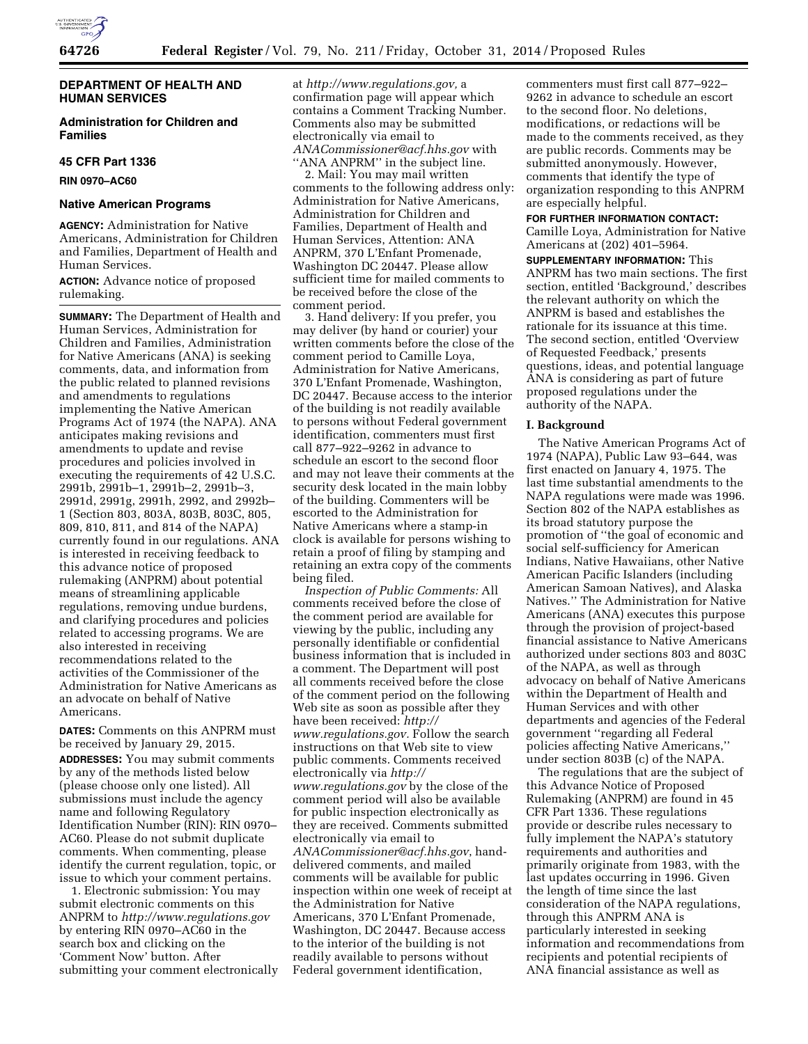**DEPARTMENT OF HEALTH AND HUMAN SERVICES**

**Administration for Children and Families**

**45 CFR Part 1336**

**RIN 0970–AC60**

**Native American Programs**

**AGENCY:** Administration for Native Americans, Administration for Children and Families, Department of Health and Human Services.

**ACTION:** Advance notice of proposed rulemaking.

**SUMMARY:** The Department of Health and Human Services, Administration for Children and Families, Administration for Native Americans (ANA) is seeking comments, data, and information from the public related to planned revisions and amendments to regulations implementing the Native American Programs Act of 1974 (the NAPA). ANA anticipates making revisions and amendments to update and revise procedures and policies involved in executing the requirements of 42 U.S.C. 2991b, 2991b–1, 2991b–2, 2991b–3, 2991d, 2991g, 2991h, 2992, and 2992b–1 (Section 803, 803A, 803B, 803C, 805, 809, 810, 811, and 814 of the NAPA) currently found in our regulations. ANA is interested in receiving feedback to this advance notice of proposed rulemaking (ANPRM) about potential means of streamlining applicable regulations, removing undue burdens, and clarifying procedures and policies related to accessing programs. We are also interested in receiving recommendations related to the activities of the Commissioner of the Administration for Native Americans as an advocate on behalf of Native Americans.

**DATES:** Comments on this ANPRM must be received by January 29, 2015.

**ADDRESSES:** You may submit comments by any of the methods listed below (please choose only one listed). All submissions must include the agency name and following Regulatory Identification Number (RIN): RIN 0970–AC60. Please do not submit duplicate comments. When commenting, please identify the current regulation, topic, or issue to which your comment pertains.

1. Electronic submission: You may submit electronic comments on this ANPRM to *http://www.regulations.gov* by entering RIN 0970–AC60 in the search box and clicking on the 'Comment Now' button. After submitting your comment electronically at *http://www.regulations.gov,* a confirmation page will appear which contains a Comment Tracking Number. Comments also may be submitted electronically via email to *ANACommissioner@acf.hhs.gov* with ''ANA ANPRM'' in the subject line.

2. Mail: You may mail written comments to the following address only: Administration for Native Americans, Administration for Children and Families, Department of Health and Human Services, Attention: ANA ANPRM, 370 L'Enfant Promenade, Washington DC 20447. Please allow sufficient time for mailed comments to be received before the close of the comment period.

3. Hand delivery: If you prefer, you may deliver (by hand or courier) your written comments before the close of the comment period to Camille Loya, Administration for Native Americans, 370 L'Enfant Promenade, Washington, DC 20447. Because access to the interior of the building is not readily available to persons without Federal government identification, commenters must first call 877–922–9262 in advance to schedule an escort to the second floor and may not leave their comments at the security desk located in the main lobby of the building. Commenters will be escorted to the Administration for Native Americans where a stamp-in clock is available for persons wishing to retain a proof of filing by stamping and retaining an extra copy of the comments being filed.

*Inspection of Public Comments:* All comments received before the close of the comment period are available for viewing by the public, including any personally identifiable or confidential business information that is included in a comment. The Department will post all comments received before the close of the comment period on the following Web site as soon as possible after they have been received: *http://www.regulations.gov.* Follow the search instructions on that Web site to view public comments. Comments received electronically via *http://www.regulations.gov* by the close of the comment period will also be available for public inspection electronically as they are received. Comments submitted electronically via email to *ANACommissioner@acf.hhs.gov*, hand-delivered comments, and mailed comments will be available for public inspection within one week of receipt at the Administration for Native Americans, 370 L'Enfant Promenade, Washington, DC 20447. Because access to the interior of the building is not readily available to persons without Federal government identification, commenters must first call 877–922–9262 in advance to schedule an escort to the second floor. No deletions, modifications, or redactions will be made to the comments received, as they are public records. Comments may be submitted anonymously. However, comments that identify the type of organization responding to this ANPRM are especially helpful.

**FOR FURTHER INFORMATION CONTACT:** Camille Loya, Administration for Native Americans at (202) 401–5964.

**SUPPLEMENTARY INFORMATION:** This ANPRM has two main sections. The first section, entitled 'Background,' describes the relevant authority on which the ANPRM is based and establishes the rationale for its issuance at this time. The second section, entitled 'Overview of Requested Feedback,' presents questions, ideas, and potential language ANA is considering as part of future proposed regulations under the authority of the NAPA.

## I. Background

The Native American Programs Act of 1974 (NAPA), Public Law 93–644, was first enacted on January 4, 1975. The last time substantial amendments to the NAPA regulations were made was 1996. Section 802 of the NAPA establishes as its broad statutory purpose the promotion of ''the goal of economic and social self-sufficiency for American Indians, Native Hawaiians, other Native American Pacific Islanders (including American Samoan Natives), and Alaska Natives.'' The Administration for Native Americans (ANA) executes this purpose through the provision of project-based financial assistance to Native Americans authorized under sections 803 and 803C of the NAPA, as well as through advocacy on behalf of Native Americans within the Department of Health and Human Services and with other departments and agencies of the Federal government ''regarding all Federal policies affecting Native Americans,'' under section 803B (c) of the NAPA.

The regulations that are the subject of this Advance Notice of Proposed Rulemaking (ANPRM) are found in 45 CFR Part 1336. These regulations provide or describe rules necessary to fully implement the NAPA's statutory requirements and authorities and primarily originate from 1983, with the last updates occurring in 1996. Given the length of time since the last consideration of the NAPA regulations, through this ANPRM ANA is particularly interested in seeking information and recommendations from recipients and potential recipients of ANA financial assistance as well as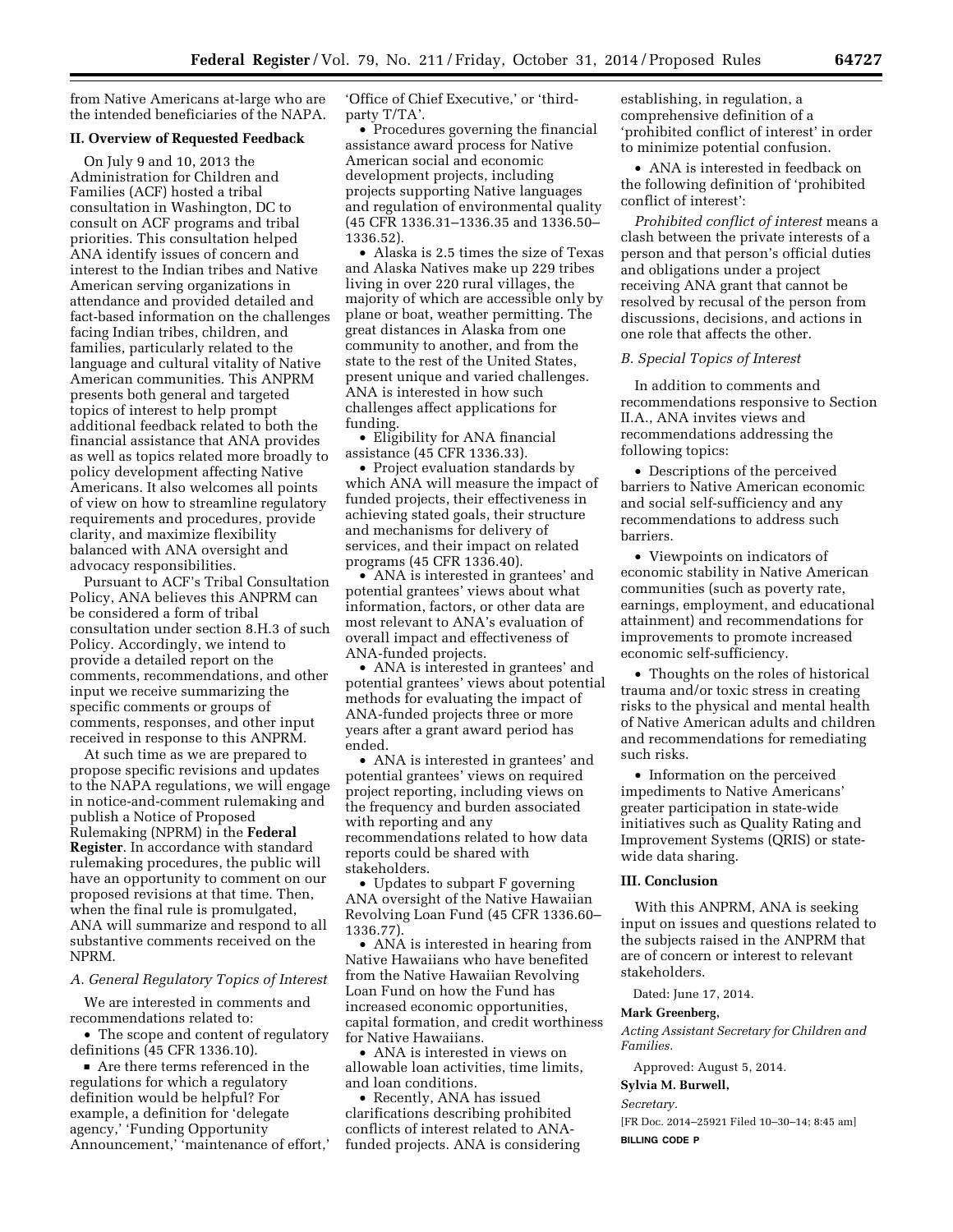from Native Americans at-large who are the intended beneficiaries of the NAPA.

## II. Overview of Requested Feedback

On July 9 and 10, 2013 the Administration for Children and Families (ACF) hosted a tribal consultation in Washington, DC to consult on ACF programs and tribal priorities. This consultation helped ANA identify issues of concern and interest to the Indian tribes and Native American serving organizations in attendance and provided detailed and fact-based information on the challenges facing Indian tribes, children, and families, particularly related to the language and cultural vitality of Native American communities. This ANPRM presents both general and targeted topics of interest to help prompt additional feedback related to both the financial assistance that ANA provides as well as topics related more broadly to policy development affecting Native Americans. It also welcomes all points of view on how to streamline regulatory requirements and procedures, provide clarity, and maximize flexibility balanced with ANA oversight and advocacy responsibilities.

Pursuant to ACF's Tribal Consultation Policy, ANA believes this ANPRM can be considered a form of tribal consultation under section 8.H.3 of such Policy. Accordingly, we intend to provide a detailed report on the comments, recommendations, and other input we receive summarizing the specific comments or groups of comments, responses, and other input received in response to this ANPRM.

At such time as we are prepared to propose specific revisions and updates to the NAPA regulations, we will engage in notice-and-comment rulemaking and publish a Notice of Proposed Rulemaking (NPRM) in the **Federal Register**. In accordance with standard rulemaking procedures, the public will have an opportunity to comment on our proposed revisions at that time. Then, when the final rule is promulgated, ANA will summarize and respond to all substantive comments received on the NPRM.

### *A. General Regulatory Topics of Interest*

We are interested in comments and recommendations related to:

- The scope and content of regulatory definitions (45 CFR 1336.10).
  - Are there terms referenced in the regulations for which a regulatory definition would be helpful? For example, a definition for 'delegate agency,' 'Funding Opportunity Announcement,' 'maintenance of effort,' 'Office of Chief Executive,' or 'third-party T/TA'.
- Procedures governing the financial assistance award process for Native American social and economic development projects, including projects supporting Native languages and regulation of environmental quality (45 CFR 1336.31–1336.35 and 1336.50–1336.52).
- Alaska is 2.5 times the size of Texas and Alaska Natives make up 229 tribes living in over 220 rural villages, the majority of which are accessible only by plane or boat, weather permitting. The great distances in Alaska from one community to another, and from the state to the rest of the United States, present unique and varied challenges. ANA is interested in how such challenges affect applications for funding.
- Eligibility for ANA financial assistance (45 CFR 1336.33).
- Project evaluation standards by which ANA will measure the impact of funded projects, their effectiveness in achieving stated goals, their structure and mechanisms for delivery of services, and their impact on related programs (45 CFR 1336.40).
- ANA is interested in grantees' and potential grantees' views about what information, factors, or other data are most relevant to ANA's evaluation of overall impact and effectiveness of ANA-funded projects.
- ANA is interested in grantees' and potential grantees' views about potential methods for evaluating the impact of ANA-funded projects three or more years after a grant award period has ended.
- ANA is interested in grantees' and potential grantees' views on required project reporting, including views on the frequency and burden associated with reporting and any recommendations related to how data reports could be shared with stakeholders.
- Updates to subpart F governing ANA oversight of the Native Hawaiian Revolving Loan Fund (45 CFR 1336.60–1336.77).
- ANA is interested in hearing from Native Hawaiians who have benefited from the Native Hawaiian Revolving Loan Fund on how the Fund has increased economic opportunities, capital formation, and credit worthiness for Native Hawaiians.
- ANA is interested in views on allowable loan activities, time limits, and loan conditions.
- Recently, ANA has issued clarifications describing prohibited conflicts of interest related to ANA-funded projects. ANA is considering establishing, in regulation, a comprehensive definition of a 'prohibited conflict of interest' in order to minimize potential confusion.
- ANA is interested in feedback on the following definition of 'prohibited conflict of interest':

*Prohibited conflict of interest* means a clash between the private interests of a person and that person's official duties and obligations under a project receiving ANA grant that cannot be resolved by recusal of the person from discussions, decisions, and actions in one role that affects the other.

### *B. Special Topics of Interest*

In addition to comments and recommendations responsive to Section II.A., ANA invites views and recommendations addressing the following topics:

- Descriptions of the perceived barriers to Native American economic and social self-sufficiency and any recommendations to address such barriers.
- Viewpoints on indicators of economic stability in Native American communities (such as poverty rate, earnings, employment, and educational attainment) and recommendations for improvements to promote increased economic self-sufficiency.
- Thoughts on the roles of historical trauma and/or toxic stress in creating risks to the physical and mental health of Native American adults and children and recommendations for remediating such risks.
- Information on the perceived impediments to Native Americans' greater participation in state-wide initiatives such as Quality Rating and Improvement Systems (QRIS) or state-wide data sharing.

## III. Conclusion

With this ANPRM, ANA is seeking input on issues and questions related to the subjects raised in the ANPRM that are of concern or interest to relevant stakeholders.

Dated: June 17, 2014.

**Mark Greenberg,**

*Acting Assistant Secretary for Children and Families.*

Approved: August 5, 2014.

**Sylvia M. Burwell,**

*Secretary.*

[FR Doc. 2014–25921 Filed 10–30–14; 8:45 am]

**BILLING CODE P**